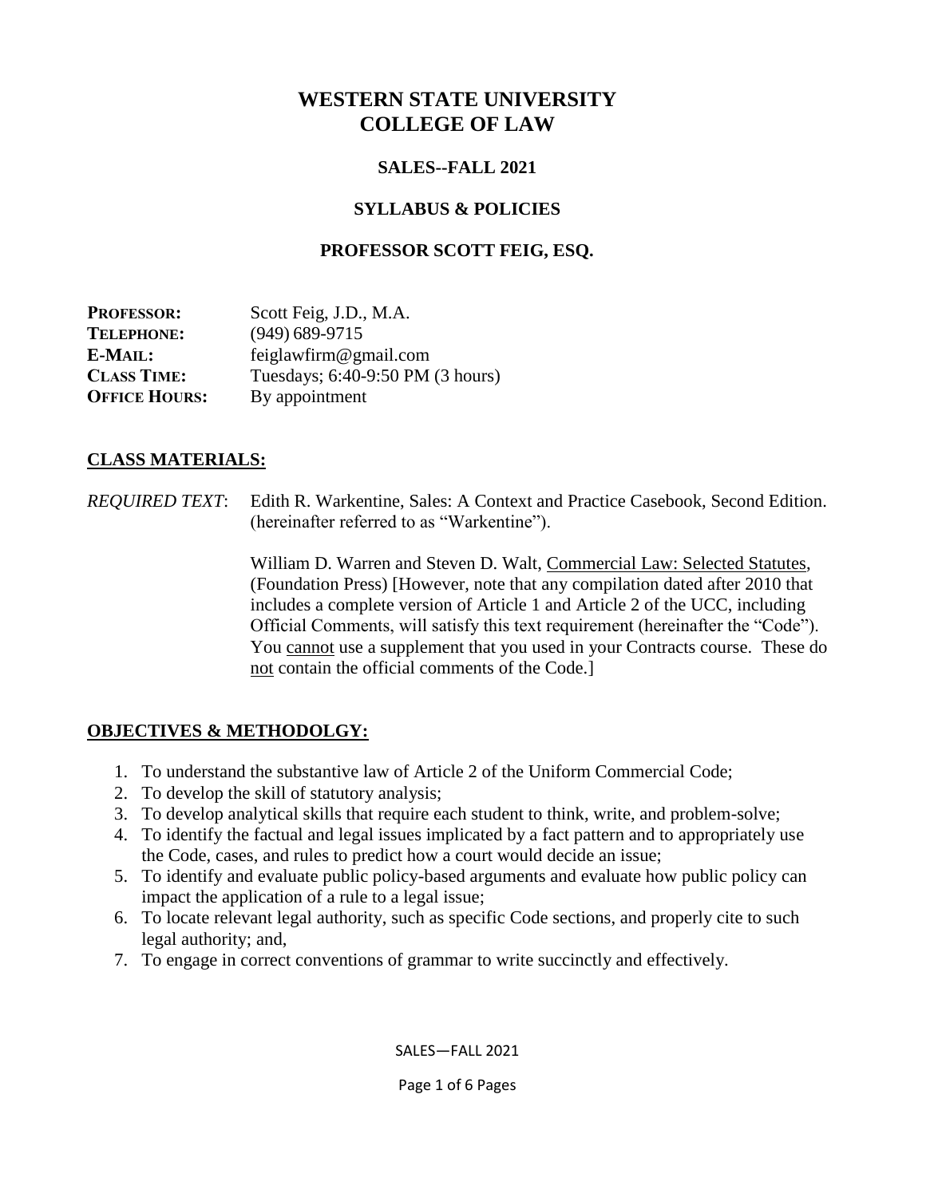# WESTERN STATE UNIVERSITY
# COLLEGE OF LAW

### SALES--FALL 2021

### SYLLABUS & POLICIES

### PROFESSOR SCOTT FEIG, ESQ.

| | |
|---|---|
| **PROFESSOR:** | Scott Feig, J.D., M.A. |
| **TELEPHONE:** | (949) 689-9715 |
| **E-MAIL:** | feiglawfirm@gmail.com |
| **CLASS TIME:** | Tuesdays; 6:40-9:50 PM (3 hours) |
| **OFFICE HOURS:** | By appointment |

## CLASS MATERIALS:

*REQUIRED TEXT*: Edith R. Warkentine, Sales: A Context and Practice Casebook, Second Edition. (hereinafter referred to as "Warkentine").

William D. Warren and Steven D. Walt, Commercial Law: Selected Statutes, (Foundation Press) [However, note that any compilation dated after 2010 that includes a complete version of Article 1 and Article 2 of the UCC, including Official Comments, will satisfy this text requirement (hereinafter the "Code"). You cannot use a supplement that you used in your Contracts course. These do not contain the official comments of the Code.]

## OBJECTIVES & METHODOLGY:

1. To understand the substantive law of Article 2 of the Uniform Commercial Code;
2. To develop the skill of statutory analysis;
3. To develop analytical skills that require each student to think, write, and problem-solve;
4. To identify the factual and legal issues implicated by a fact pattern and to appropriately use the Code, cases, and rules to predict how a court would decide an issue;
5. To identify and evaluate public policy-based arguments and evaluate how public policy can impact the application of a rule to a legal issue;
6. To locate relevant legal authority, such as specific Code sections, and properly cite to such legal authority; and,
7. To engage in correct conventions of grammar to write succinctly and effectively.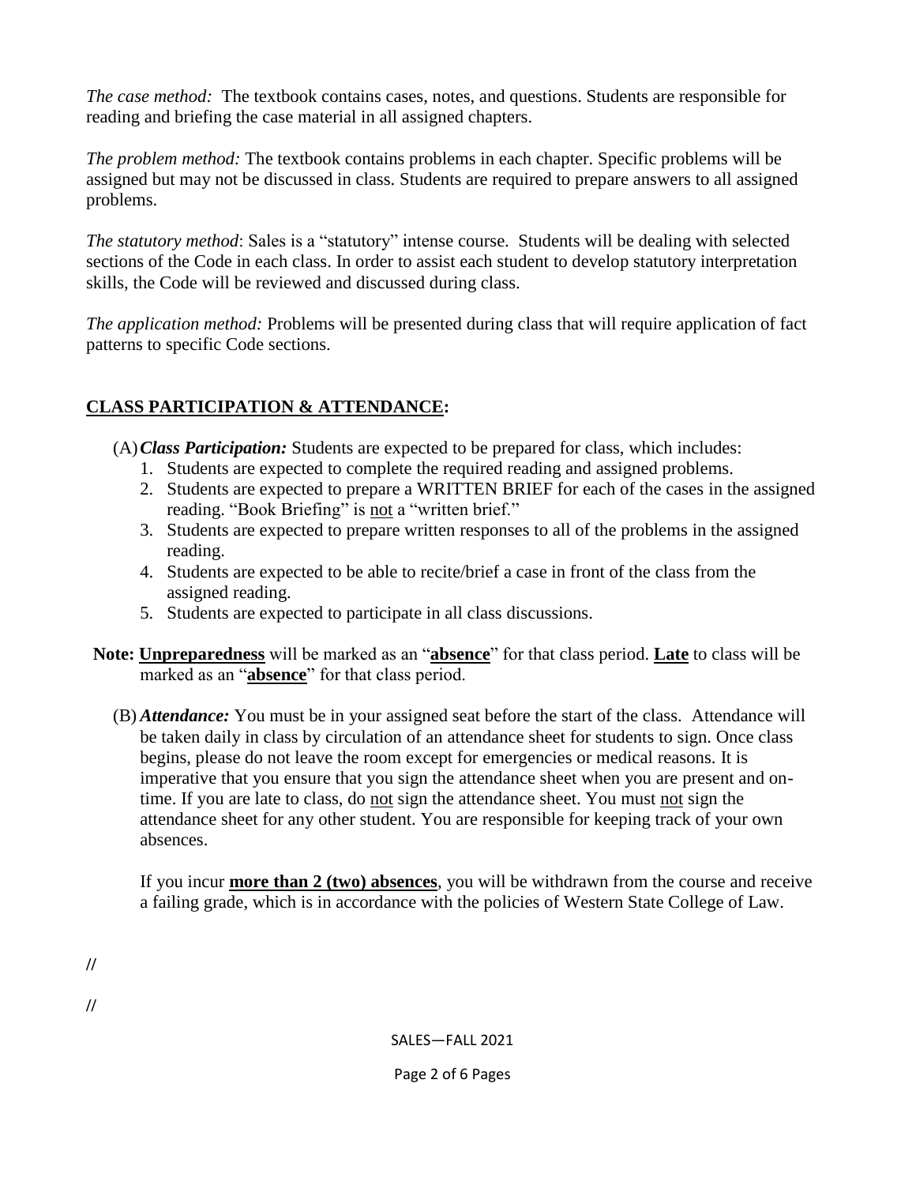*The case method:* The textbook contains cases, notes, and questions. Students are responsible for reading and briefing the case material in all assigned chapters.

*The problem method:* The textbook contains problems in each chapter. Specific problems will be assigned but may not be discussed in class. Students are required to prepare answers to all assigned problems.

*The statutory method*: Sales is a "statutory" intense course. Students will be dealing with selected sections of the Code in each class. In order to assist each student to develop statutory interpretation skills, the Code will be reviewed and discussed during class.

*The application method:* Problems will be presented during class that will require application of fact patterns to specific Code sections.

## CLASS PARTICIPATION & ATTENDANCE:

(A) ***Class Participation:*** Students are expected to be prepared for class, which includes:

1. Students are expected to complete the required reading and assigned problems.
2. Students are expected to prepare a WRITTEN BRIEF for each of the cases in the assigned reading. "Book Briefing" is <u>not</u> a "written brief."
3. Students are expected to prepare written responses to all of the problems in the assigned reading.
4. Students are expected to be able to recite/brief a case in front of the class from the assigned reading.
5. Students are expected to participate in all class discussions.

**Note:** **<u>Unpreparedness</u>** will be marked as an "**<u>absence</u>**" for that class period. **<u>Late</u>** to class will be marked as an "**<u>absence</u>**" for that class period.

(B) ***Attendance:*** You must be in your assigned seat before the start of the class. Attendance will be taken daily in class by circulation of an attendance sheet for students to sign. Once class begins, please do not leave the room except for emergencies or medical reasons. It is imperative that you ensure that you sign the attendance sheet when you are present and on-time. If you are late to class, do <u>not</u> sign the attendance sheet. You must <u>not</u> sign the attendance sheet for any other student. You are responsible for keeping track of your own absences.

If you incur **<u>more than 2 (two) absences</u>**, you will be withdrawn from the course and receive a failing grade, which is in accordance with the policies of Western State College of Law.

//

//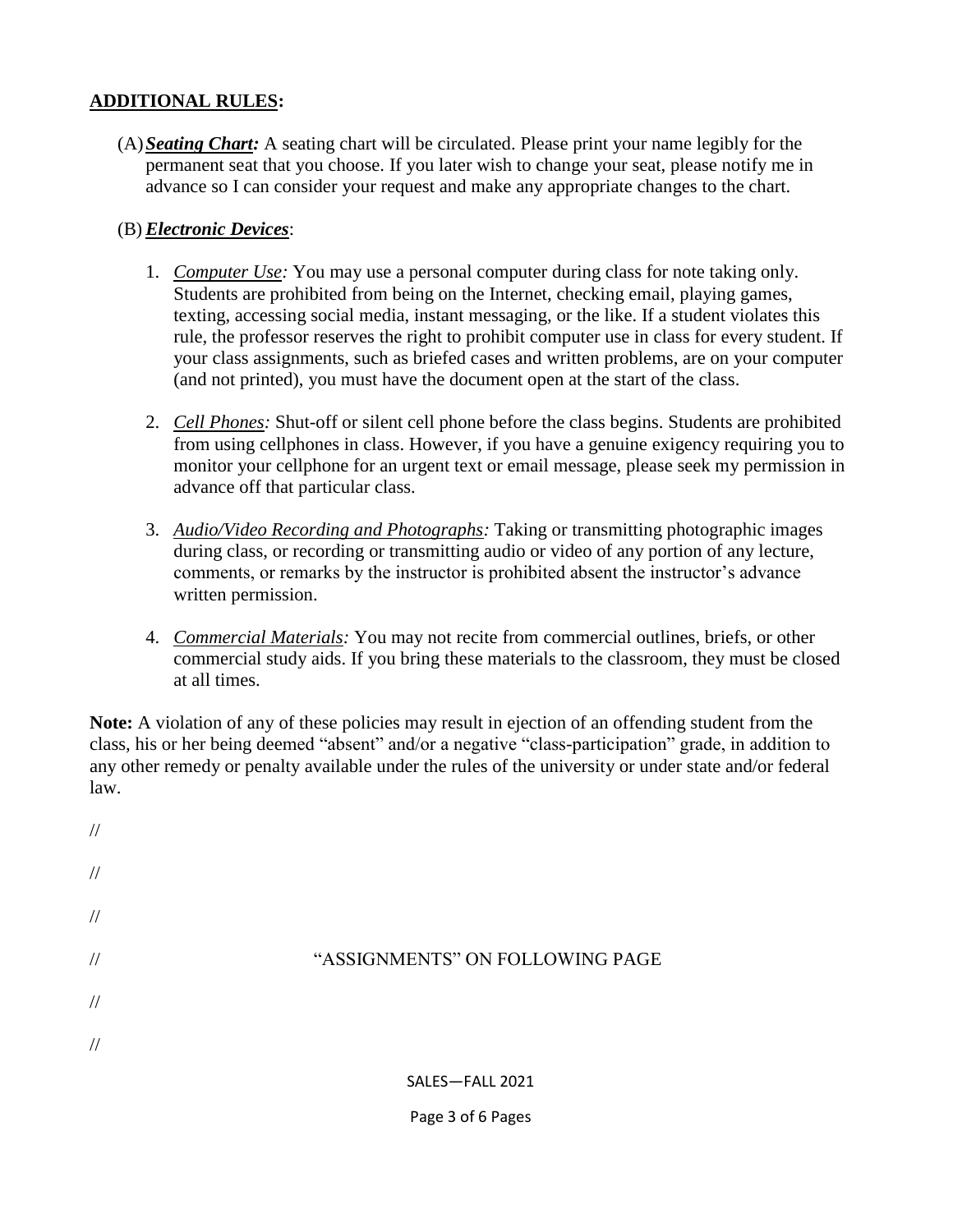## **ADDITIONAL RULES:**

(A) ***Seating Chart:*** A seating chart will be circulated. Please print your name legibly for the permanent seat that you choose. If you later wish to change your seat, please notify me in advance so I can consider your request and make any appropriate changes to the chart.

(B) ***Electronic Devices***:

1. *Computer Use:* You may use a personal computer during class for note taking only. Students are prohibited from being on the Internet, checking email, playing games, texting, accessing social media, instant messaging, or the like. If a student violates this rule, the professor reserves the right to prohibit computer use in class for every student. If your class assignments, such as briefed cases and written problems, are on your computer (and not printed), you must have the document open at the start of the class.

2. *Cell Phones:* Shut-off or silent cell phone before the class begins. Students are prohibited from using cellphones in class. However, if you have a genuine exigency requiring you to monitor your cellphone for an urgent text or email message, please seek my permission in advance off that particular class.

3. *Audio/Video Recording and Photographs:* Taking or transmitting photographic images during class, or recording or transmitting audio or video of any portion of any lecture, comments, or remarks by the instructor is prohibited absent the instructor's advance written permission.

4. *Commercial Materials:* You may not recite from commercial outlines, briefs, or other commercial study aids. If you bring these materials to the classroom, they must be closed at all times.

**Note:** A violation of any of these policies may result in ejection of an offending student from the class, his or her being deemed "absent" and/or a negative "class-participation" grade, in addition to any other remedy or penalty available under the rules of the university or under state and/or federal law.

//

//

//

// "ASSIGNMENTS" ON FOLLOWING PAGE

//

//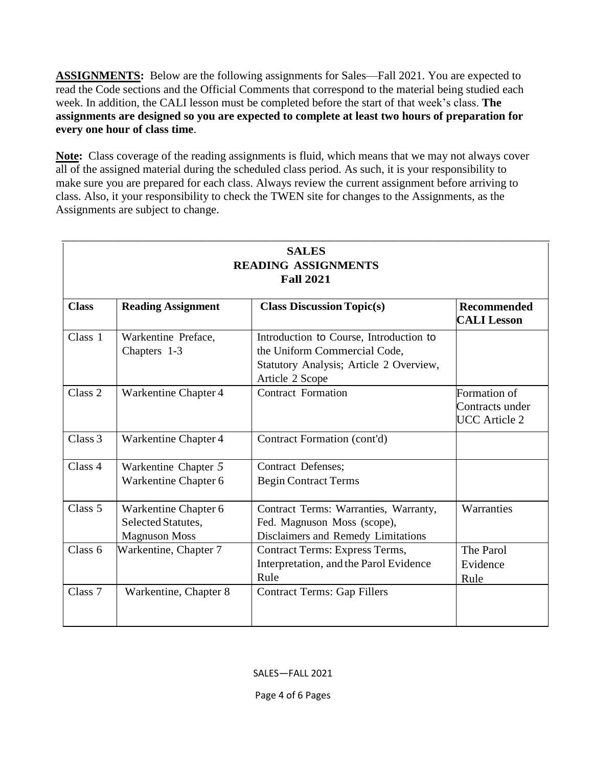**ASSIGNMENTS:** Below are the following assignments for Sales—Fall 2021. You are expected to read the Code sections and the Official Comments that correspond to the material being studied each week. In addition, the CALI lesson must be completed before the start of that week's class. **The assignments are designed so you are expected to complete at least two hours of preparation for every one hour of class time**.

**Note:** Class coverage of the reading assignments is fluid, which means that we may not always cover all of the assigned material during the scheduled class period. As such, it is your responsibility to make sure you are prepared for each class. Always review the current assignment before arriving to class. Also, it your responsibility to check the TWEN site for changes to the Assignments, as the Assignments are subject to change.

| **SALES READING ASSIGNMENTS Fall 2021** | | | |
|---|---|---|---|
| **Class** | **Reading Assignment** | **Class Discussion Topic(s)** | **Recommended CALI Lesson** |
| Class 1 | Warkentine Preface, Chapters 1-3 | Introduction to Course, Introduction to the Uniform Commercial Code, Statutory Analysis; Article 2 Overview, Article 2 Scope | |
| Class 2 | Warkentine Chapter 4 | Contract Formation | Formation of Contracts under UCC Article 2 |
| Class 3 | Warkentine Chapter 4 | Contract Formation (cont'd) | |
| Class 4 | Warkentine Chapter 5<br>Warkentine Chapter 6 | Contract Defenses;<br>Begin Contract Terms | |
| Class 5 | Warkentine Chapter 6 Selected Statutes, Magnuson Moss | Contract Terms: Warranties, Warranty, Fed. Magnuson Moss (scope), Disclaimers and Remedy Limitations | Warranties |
| Class 6 | Warkentine, Chapter 7 | Contract Terms: Express Terms, Interpretation, and the Parol Evidence Rule | The Parol Evidence Rule |
| Class 7 | Warkentine, Chapter 8 | Contract Terms: Gap Fillers | |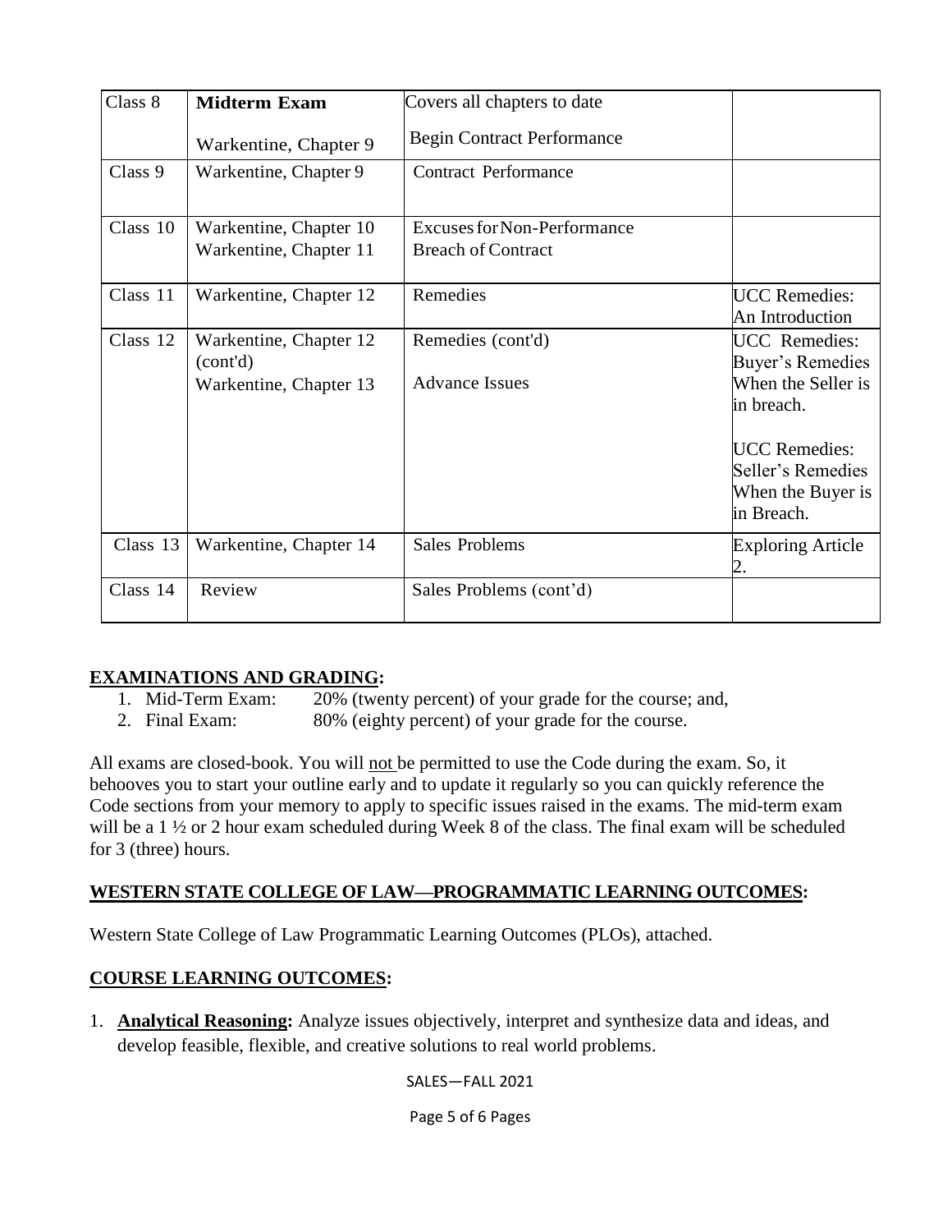| Class 8 | **Midterm Exam**<br><br>Warkentine, Chapter 9 | Covers all chapters to date<br><br>Begin Contract Performance | |
|---|---|---|---|
| Class 9 | Warkentine, Chapter 9 | Contract Performance | |
| Class 10 | Warkentine, Chapter 10<br>Warkentine, Chapter 11 | Excuses for Non-Performance<br>Breach of Contract | |
| Class 11 | Warkentine, Chapter 12 | Remedies | UCC Remedies: An Introduction |
| Class 12 | Warkentine, Chapter 12 (cont'd)<br>Warkentine, Chapter 13 | Remedies (cont'd)<br><br>Advance Issues | UCC Remedies: Buyer's Remedies When the Seller is in breach.<br><br>UCC Remedies: Seller's Remedies When the Buyer is in Breach. |
| Class 13 | Warkentine, Chapter 14 | Sales Problems | Exploring Article 2. |
| Class 14 | Review | Sales Problems (cont'd) | |

## EXAMINATIONS AND GRADING:

1. Mid-Term Exam: 20% (twenty percent) of your grade for the course; and,
2. Final Exam: 80% (eighty percent) of your grade for the course.

All exams are closed-book. You will not be permitted to use the Code during the exam. So, it behooves you to start your outline early and to update it regularly so you can quickly reference the Code sections from your memory to apply to specific issues raised in the exams. The mid-term exam will be a 1 ½ or 2 hour exam scheduled during Week 8 of the class. The final exam will be scheduled for 3 (three) hours.

## WESTERN STATE COLLEGE OF LAW—PROGRAMMATIC LEARNING OUTCOMES:

Western State College of Law Programmatic Learning Outcomes (PLOs), attached.

## COURSE LEARNING OUTCOMES:

1. **Analytical Reasoning:** Analyze issues objectively, interpret and synthesize data and ideas, and develop feasible, flexible, and creative solutions to real world problems.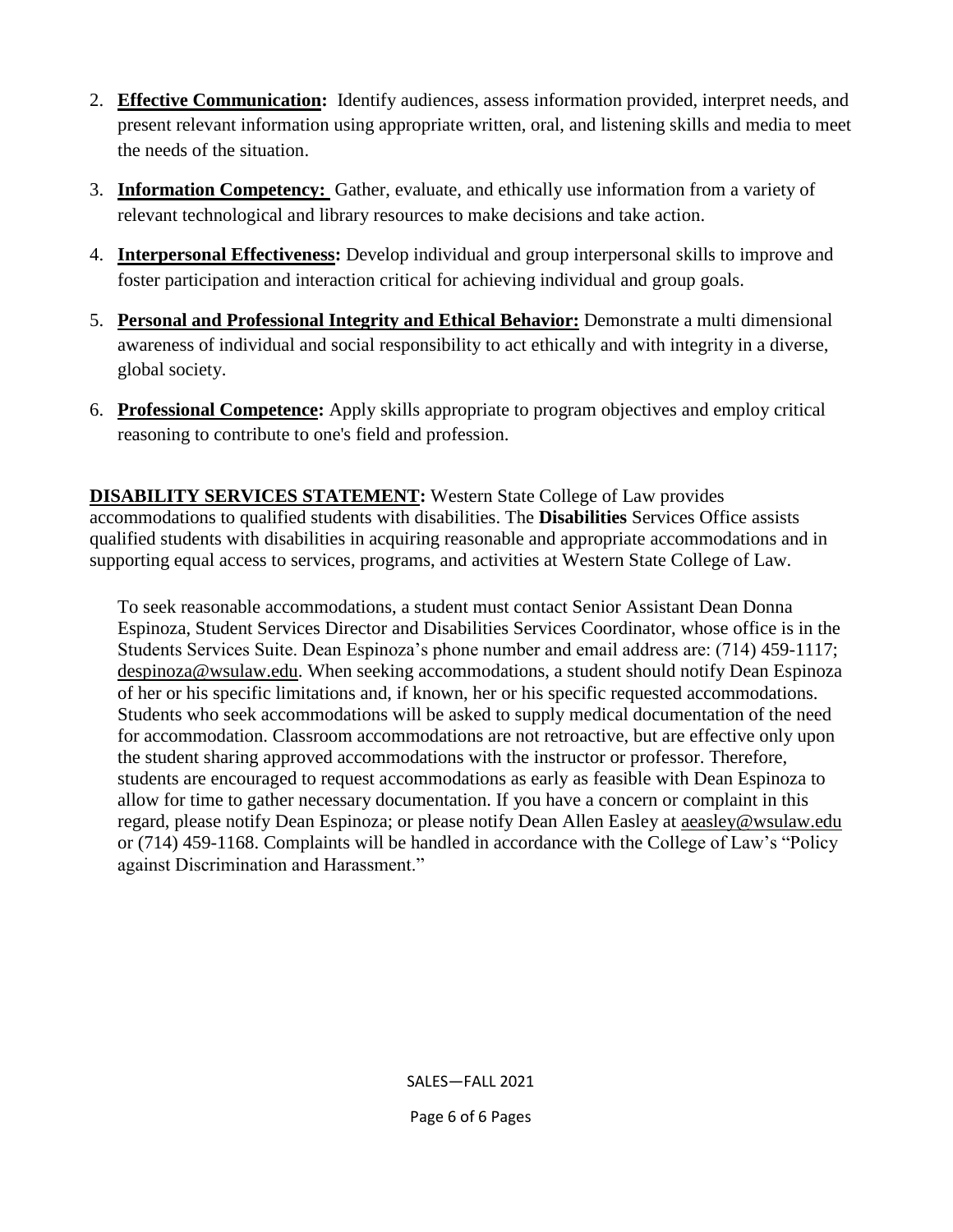2. **Effective Communication:** Identify audiences, assess information provided, interpret needs, and present relevant information using appropriate written, oral, and listening skills and media to meet the needs of the situation.

3. **Information Competency:** Gather, evaluate, and ethically use information from a variety of relevant technological and library resources to make decisions and take action.

4. **Interpersonal Effectiveness:** Develop individual and group interpersonal skills to improve and foster participation and interaction critical for achieving individual and group goals.

5. **Personal and Professional Integrity and Ethical Behavior:** Demonstrate a multi dimensional awareness of individual and social responsibility to act ethically and with integrity in a diverse, global society.

6. **Professional Competence:** Apply skills appropriate to program objectives and employ critical reasoning to contribute to one's field and profession.

**DISABILITY SERVICES STATEMENT:** Western State College of Law provides accommodations to qualified students with disabilities. The **Disabilities** Services Office assists qualified students with disabilities in acquiring reasonable and appropriate accommodations and in supporting equal access to services, programs, and activities at Western State College of Law.

To seek reasonable accommodations, a student must contact Senior Assistant Dean Donna Espinoza, Student Services Director and Disabilities Services Coordinator, whose office is in the Students Services Suite. Dean Espinoza's phone number and email address are: (714) 459-1117; despinoza@wsulaw.edu. When seeking accommodations, a student should notify Dean Espinoza of her or his specific limitations and, if known, her or his specific requested accommodations. Students who seek accommodations will be asked to supply medical documentation of the need for accommodation. Classroom accommodations are not retroactive, but are effective only upon the student sharing approved accommodations with the instructor or professor. Therefore, students are encouraged to request accommodations as early as feasible with Dean Espinoza to allow for time to gather necessary documentation. If you have a concern or complaint in this regard, please notify Dean Espinoza; or please notify Dean Allen Easley at aeasley@wsulaw.edu or (714) 459-1168. Complaints will be handled in accordance with the College of Law's "Policy against Discrimination and Harassment."